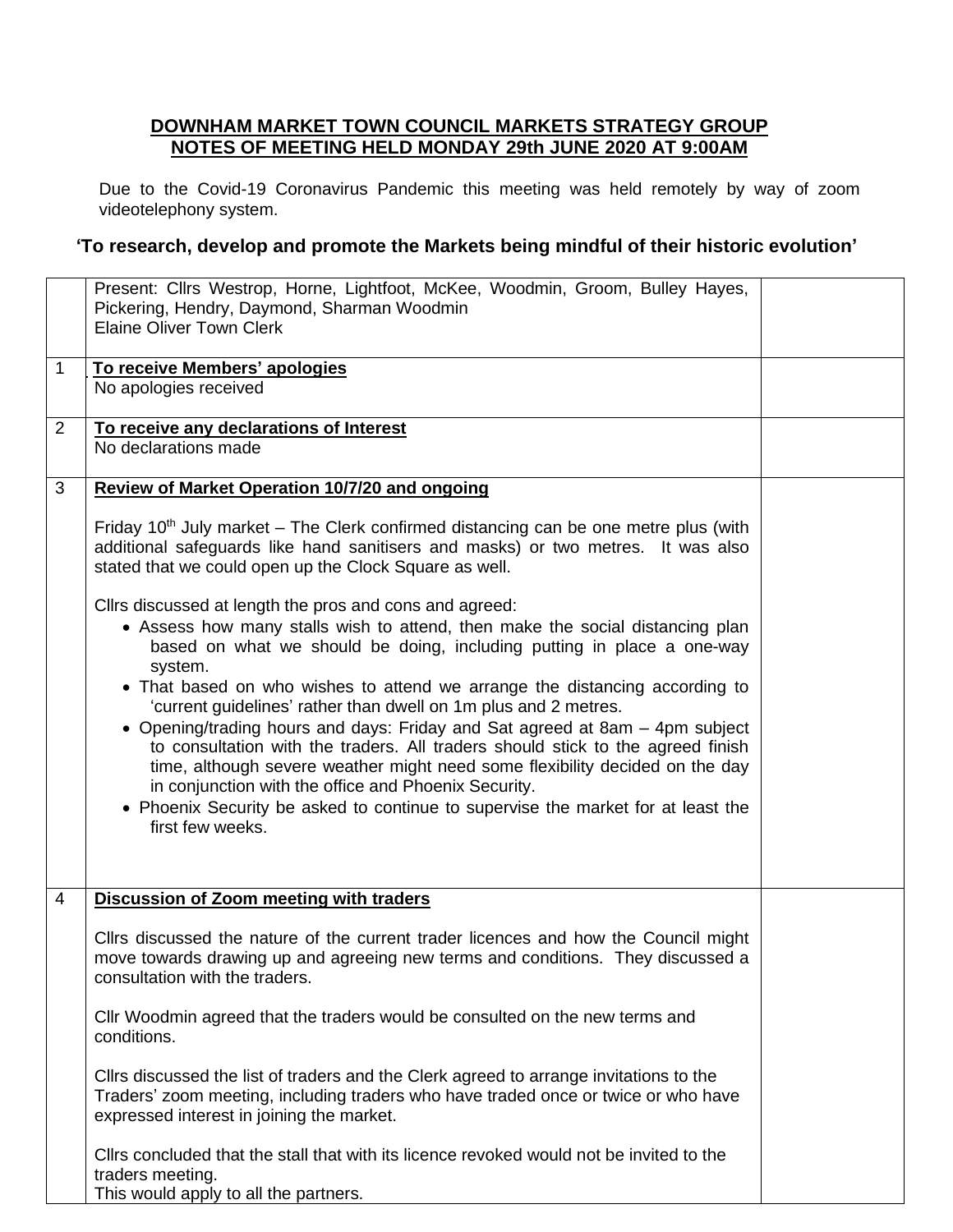**DOWNHAM MARKET TOWN COUNCIL MARKETS STRATEGY GROUP**
**NOTES OF MEETING HELD MONDAY 29th JUNE 2020 AT 9:00AM**

Due to the Covid-19 Coronavirus Pandemic this meeting was held remotely by way of zoom videotelephony system.

**'To research, develop and promote the Markets being mindful of their historic evolution'**

| | | |
|---|---|---|
| | Present: Cllrs Westrop, Horne, Lightfoot, McKee, Woodmin, Groom, Bulley Hayes, Pickering, Hendry, Daymond, Sharman Woodmin<br>Elaine Oliver Town Clerk | |
| 1 | **To receive Members' apologies**<br>No apologies received | |
| 2 | **To receive any declarations of Interest**<br>No declarations made | |
| 3 | **Review of Market Operation 10/7/20 and ongoing**<br><br>Friday 10th July market – The Clerk confirmed distancing can be one metre plus (with additional safeguards like hand sanitisers and masks) or two metres. It was also stated that we could open up the Clock Square as well.<br><br>Cllrs discussed at length the pros and cons and agreed:<br>• Assess how many stalls wish to attend, then make the social distancing plan based on what we should be doing, including putting in place a one-way system.<br>• That based on who wishes to attend we arrange the distancing according to 'current guidelines' rather than dwell on 1m plus and 2 metres.<br>• Opening/trading hours and days: Friday and Sat agreed at 8am – 4pm subject to consultation with the traders. All traders should stick to the agreed finish time, although severe weather might need some flexibility decided on the day in conjunction with the office and Phoenix Security.<br>• Phoenix Security be asked to continue to supervise the market for at least the first few weeks. | |
| 4 | **Discussion of Zoom meeting with traders**<br><br>Cllrs discussed the nature of the current trader licences and how the Council might move towards drawing up and agreeing new terms and conditions. They discussed a consultation with the traders.<br><br>Cllr Woodmin agreed that the traders would be consulted on the new terms and conditions.<br><br>Cllrs discussed the list of traders and the Clerk agreed to arrange invitations to the Traders' zoom meeting, including traders who have traded once or twice or who have expressed interest in joining the market.<br><br>Cllrs concluded that the stall that with its licence revoked would not be invited to the traders meeting.<br>This would apply to all the partners. | |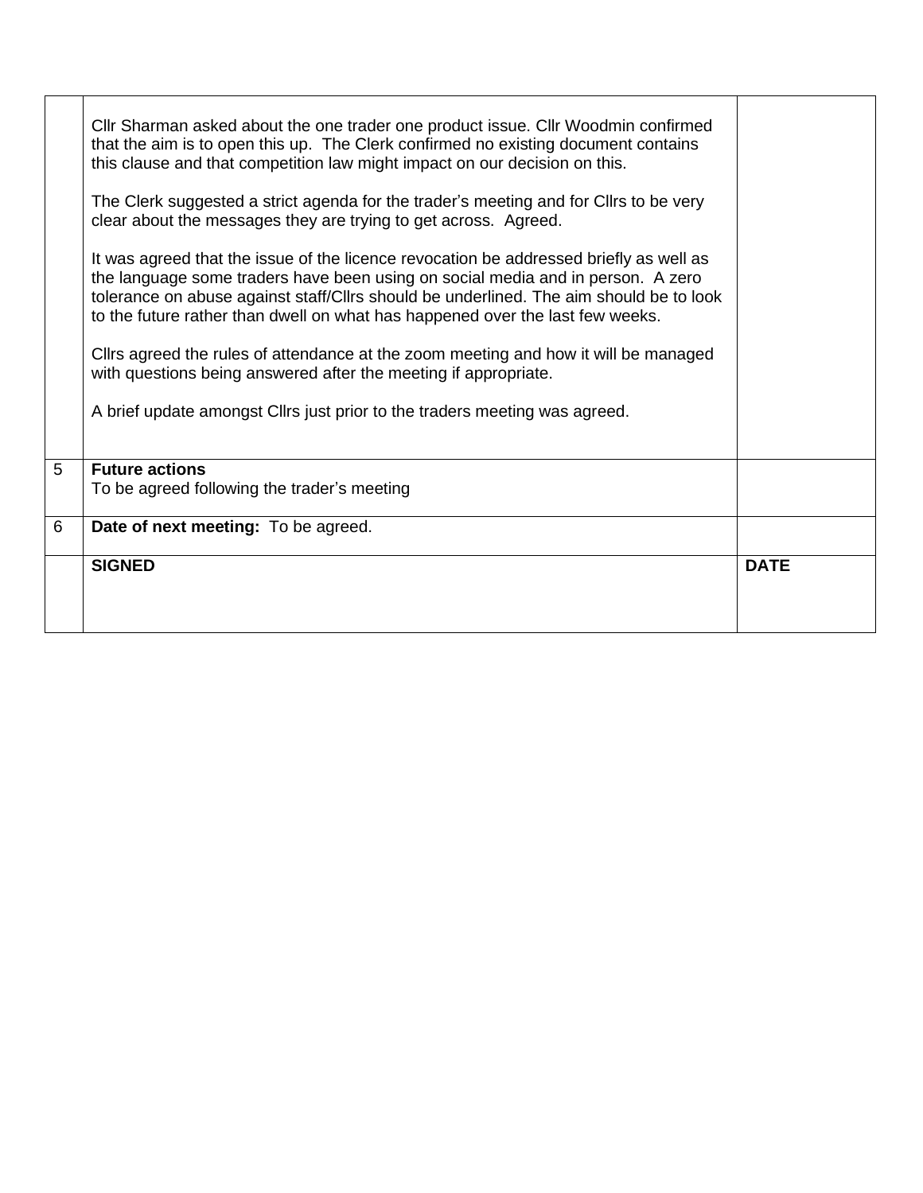| | | |
|---|---|---|
| | Cllr Sharman asked about the one trader one product issue. Cllr Woodmin confirmed that the aim is to open this up. The Clerk confirmed no existing document contains this clause and that competition law might impact on our decision on this.<br><br>The Clerk suggested a strict agenda for the trader's meeting and for Cllrs to be very clear about the messages they are trying to get across. Agreed.<br><br>It was agreed that the issue of the licence revocation be addressed briefly as well as the language some traders have been using on social media and in person. A zero tolerance on abuse against staff/Cllrs should be underlined. The aim should be to look to the future rather than dwell on what has happened over the last few weeks.<br><br>Cllrs agreed the rules of attendance at the zoom meeting and how it will be managed with questions being answered after the meeting if appropriate.<br><br>A brief update amongst Cllrs just prior to the traders meeting was agreed. | |
| 5 | **Future actions**<br>To be agreed following the trader's meeting | |
| 6 | **Date of next meeting:** To be agreed. | |
| | **SIGNED** | **DATE** |